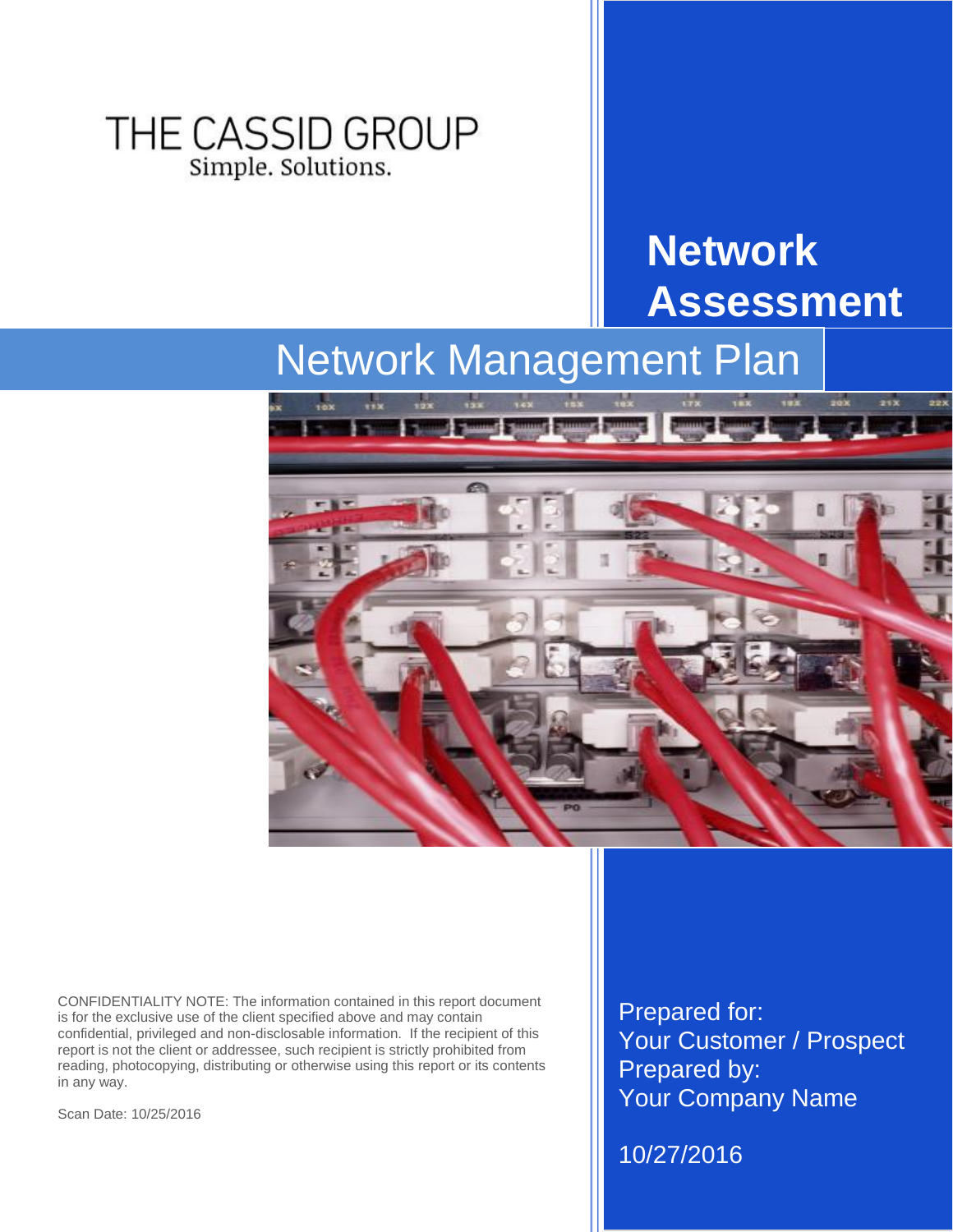THE CASSID GROUP

Simple. Solutions.

# Network Assessment

## Network Management Plan

CONFIDENTIALITY NOTE: The information contained in this report document is for the exclusive use of the client specified above and may contain confidential, privileged and non-disclosable information. If the recipient of this report is not the client or addressee, such recipient is strictly prohibited from reading, photocopying, distributing or otherwise using this report or its contents in any way.

Scan Date: 10/25/2016

Prepared for:
Your Customer / Prospect
Prepared by:
Your Company Name

10/27/2016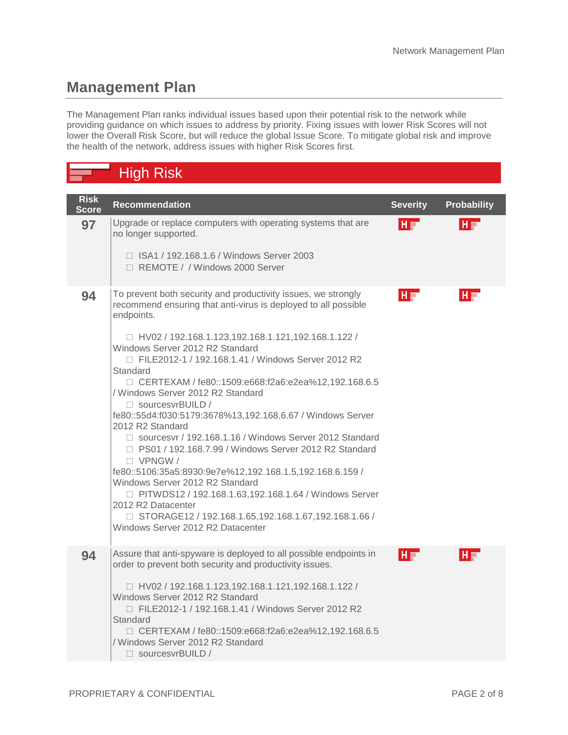## Management Plan

The Management Plan ranks individual issues based upon their potential risk to the network while providing guidance on which issues to address by priority. Fixing issues with lower Risk Scores will not lower the Overall Risk Score, but will reduce the global Issue Score. To mitigate global risk and improve the health of the network, address issues with higher Risk Scores first.

### High Risk

| Risk Score | Recommendation | Severity | Probability |
|---|---|---|---|
| 97 | Upgrade or replace computers with operating systems that are no longer supported.<br><br>☐ ISA1 / 192.168.1.6 / Windows Server 2003<br>☐ REMOTE / / Windows 2000 Server | H | H |
| 94 | To prevent both security and productivity issues, we strongly recommend ensuring that anti-virus is deployed to all possible endpoints.<br><br>☐ HV02 / 192.168.1.123,192.168.1.121,192.168.1.122 / Windows Server 2012 R2 Standard<br>☐ FILE2012-1 / 192.168.1.41 / Windows Server 2012 R2 Standard<br>☐ CERTEXAM / fe80::1509:e668:f2a6:e2ea%12,192.168.6.5 / Windows Server 2012 R2 Standard<br>☐ sourcesvrBUILD / fe80::55d4:f030:5179:3678%13,192.168.6.67 / Windows Server 2012 R2 Standard<br>☐ sourcesvr / 192.168.1.16 / Windows Server 2012 Standard<br>☐ PS01 / 192.168.7.99 / Windows Server 2012 R2 Standard<br>☐ VPNGW / fe80::5106:35a5:8930:9e7e%12,192.168.1.5,192.168.6.159 / Windows Server 2012 R2 Standard<br>☐ PITWDS12 / 192.168.1.63,192.168.1.64 / Windows Server 2012 R2 Datacenter<br>☐ STORAGE12 / 192.168.1.65,192.168.1.67,192.168.1.66 / Windows Server 2012 R2 Datacenter | H | H |
| 94 | Assure that anti-spyware is deployed to all possible endpoints in order to prevent both security and productivity issues.<br><br>☐ HV02 / 192.168.1.123,192.168.1.121,192.168.1.122 / Windows Server 2012 R2 Standard<br>☐ FILE2012-1 / 192.168.1.41 / Windows Server 2012 R2 Standard<br>☐ CERTEXAM / fe80::1509:e668:f2a6:e2ea%12,192.168.6.5 / Windows Server 2012 R2 Standard<br>☐ sourcesvrBUILD / | H | H |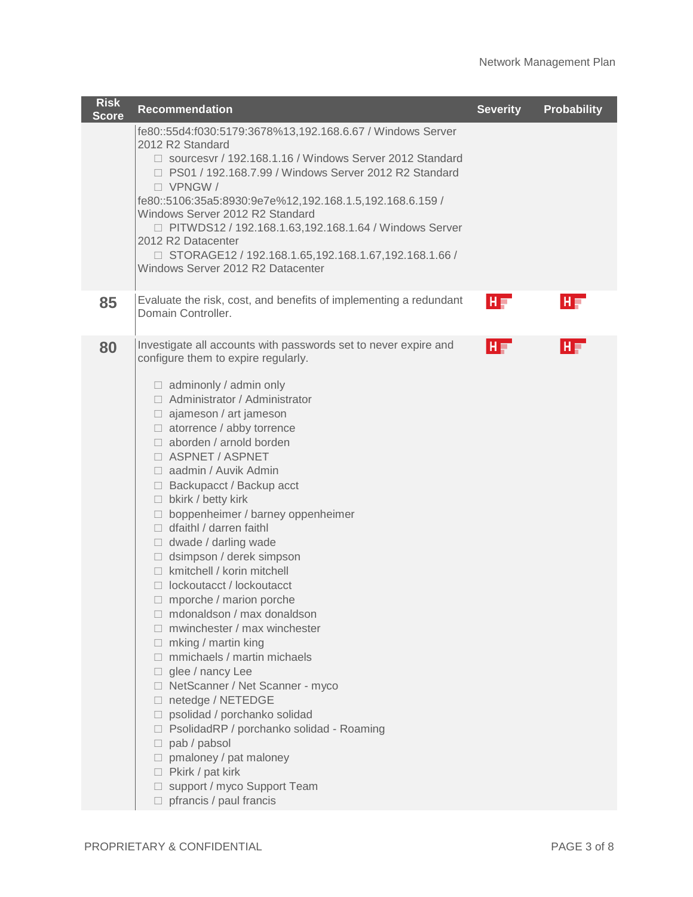| Risk Score | Recommendation | Severity | Probability |
|---|---|---|---|
| | fe80::55d4:f030:5179:3678%13,192.168.6.67 / Windows Server 2012 R2 Standard<br>☐ sourcesvr / 192.168.1.16 / Windows Server 2012 Standard<br>☐ PS01 / 192.168.7.99 / Windows Server 2012 R2 Standard<br>☐ VPNGW / fe80::5106:35a5:8930:9e7e%12,192.168.1.5,192.168.6.159 / Windows Server 2012 R2 Standard<br>☐ PITWDS12 / 192.168.1.63,192.168.1.64 / Windows Server 2012 R2 Datacenter<br>☐ STORAGE12 / 192.168.1.65,192.168.1.67,192.168.1.66 / Windows Server 2012 R2 Datacenter | | |
| **85** | Evaluate the risk, cost, and benefits of implementing a redundant Domain Controller. | H | H |
| **80** | Investigate all accounts with passwords set to never expire and configure them to expire regularly.<br><br>☐ adminonly / admin only<br>☐ Administrator / Administrator<br>☐ ajameson / art jameson<br>☐ atorrence / abby torrence<br>☐ aborden / arnold borden<br>☐ ASPNET / ASPNET<br>☐ aadmin / Auvik Admin<br>☐ Backupacct / Backup acct<br>☐ bkirk / betty kirk<br>☐ boppenheimer / barney oppenheimer<br>☐ dfaithl / darren faithl<br>☐ dwade / darling wade<br>☐ dsimpson / derek simpson<br>☐ kmitchell / korin mitchell<br>☐ lockoutacct / lockoutacct<br>☐ mporche / marion porche<br>☐ mdonaldson / max donaldson<br>☐ mwinchester / max winchester<br>☐ mking / martin king<br>☐ mmichaels / martin michaels<br>☐ glee / nancy Lee<br>☐ NetScanner / Net Scanner - myco<br>☐ netedge / NETEDGE<br>☐ psolidad / porchanko solidad<br>☐ PsolidadRP / porchanko solidad - Roaming<br>☐ pab / pabsol<br>☐ pmaloney / pat maloney<br>☐ Pkirk / pat kirk<br>☐ support / myco Support Team<br>☐ pfrancis / paul francis | H | H |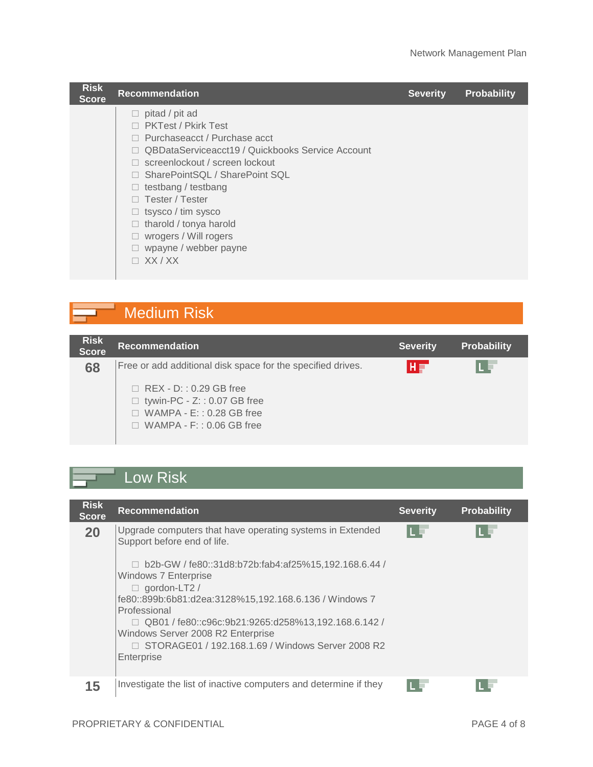| Risk Score | Recommendation | Severity | Probability |
|---|---|---|---|
| | ☐ pitad / pit ad<br>☐ PKTest / Pkirk Test<br>☐ Purchaseacct / Purchase acct<br>☐ QBDataServiceacct19 / Quickbooks Service Account<br>☐ screenlockout / screen lockout<br>☐ SharePointSQL / SharePoint SQL<br>☐ testbang / testbang<br>☐ Tester / Tester<br>☐ tsysco / tim sysco<br>☐ tharold / tonya harold<br>☐ wrogers / Will rogers<br>☐ wpayne / webber payne<br>☐ XX / XX | | |

## Medium Risk

| Risk Score | Recommendation | Severity | Probability |
|---|---|---|---|
| 68 | Free or add additional disk space for the specified drives.<br><br>☐ REX - D: : 0.29 GB free<br>☐ tywin-PC - Z: : 0.07 GB free<br>☐ WAMPA - E: : 0.28 GB free<br>☐ WAMPA - F: : 0.06 GB free | H | L |

## Low Risk

| Risk Score | Recommendation | Severity | Probability |
|---|---|---|---|
| 20 | Upgrade computers that have operating systems in Extended Support before end of life.<br><br>☐ b2b-GW / fe80::31d8:b72b:fab4:af25%15,192.168.6.44 / Windows 7 Enterprise<br>☐ gordon-LT2 / fe80::899b:6b81:d2ea:3128%15,192.168.6.136 / Windows 7 Professional<br>☐ QB01 / fe80::c96c:9b21:9265:d258%13,192.168.6.142 / Windows Server 2008 R2 Enterprise<br>☐ STORAGE01 / 192.168.1.69 / Windows Server 2008 R2 Enterprise | L | L |
| 15 | Investigate the list of inactive computers and determine if they | L | L |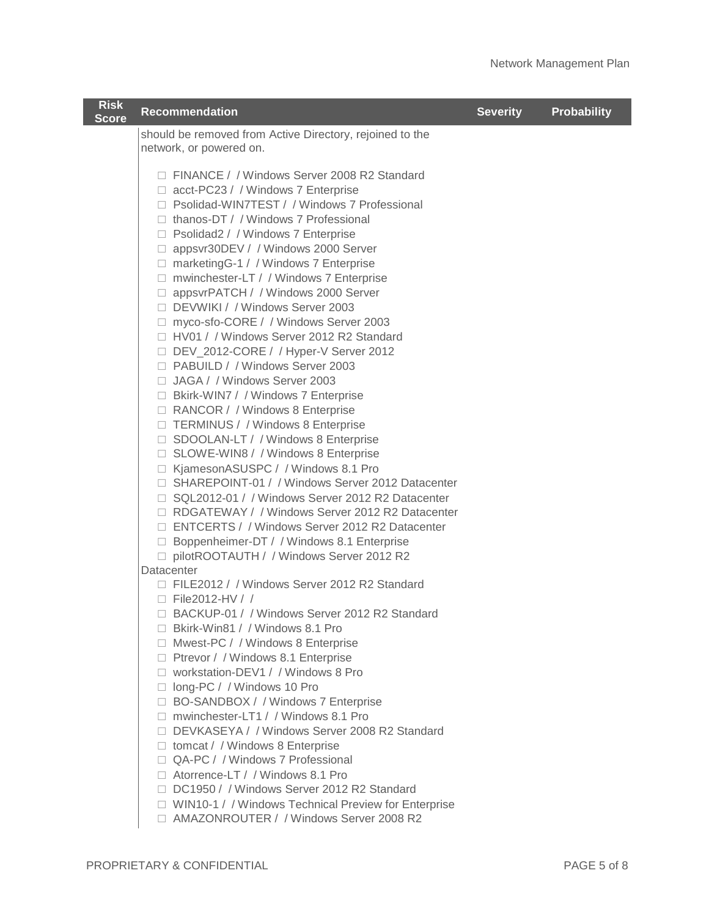| Risk Score | Recommendation | Severity | Probability |
|---|---|---|---|
| | should be removed from Active Directory, rejoined to the network, or powered on.<br><br>□ FINANCE / / Windows Server 2008 R2 Standard<br>□ acct-PC23 / / Windows 7 Enterprise<br>□ Psolidad-WIN7TEST / / Windows 7 Professional<br>□ thanos-DT / / Windows 7 Professional<br>□ Psolidad2 / / Windows 7 Enterprise<br>□ appsvr30DEV / / Windows 2000 Server<br>□ marketingG-1 / / Windows 7 Enterprise<br>□ mwinchester-LT / / Windows 7 Enterprise<br>□ appsvrPATCH / / Windows 2000 Server<br>□ DEVWIKI / / Windows Server 2003<br>□ myco-sfo-CORE / / Windows Server 2003<br>□ HV01 / / Windows Server 2012 R2 Standard<br>□ DEV_2012-CORE / / Hyper-V Server 2012<br>□ PABUILD / / Windows Server 2003<br>□ JAGA / / Windows Server 2003<br>□ Bkirk-WIN7 / / Windows 7 Enterprise<br>□ RANCOR / / Windows 8 Enterprise<br>□ TERMINUS / / Windows 8 Enterprise<br>□ SDOOLAN-LT / / Windows 8 Enterprise<br>□ SLOWE-WIN8 / / Windows 8 Enterprise<br>□ KjamesonASUSPC / / Windows 8.1 Pro<br>□ SHAREPOINT-01 / / Windows Server 2012 Datacenter<br>□ SQL2012-01 / / Windows Server 2012 R2 Datacenter<br>□ RDGATEWAY / / Windows Server 2012 R2 Datacenter<br>□ ENTCERTS / / Windows Server 2012 R2 Datacenter<br>□ Boppenheimer-DT / / Windows 8.1 Enterprise<br>□ pilotROOTAUTH / / Windows Server 2012 R2 Datacenter<br>□ FILE2012 / / Windows Server 2012 R2 Standard<br>□ File2012-HV / /<br>□ BACKUP-01 / / Windows Server 2012 R2 Standard<br>□ Bkirk-Win81 / / Windows 8.1 Pro<br>□ Mwest-PC / / Windows 8 Enterprise<br>□ Ptrevor / / Windows 8.1 Enterprise<br>□ workstation-DEV1 / / Windows 8 Pro<br>□ long-PC / / Windows 10 Pro<br>□ BO-SANDBOX / / Windows 7 Enterprise<br>□ mwinchester-LT1 / / Windows 8.1 Pro<br>□ DEVKASEYA / / Windows Server 2008 R2 Standard<br>□ tomcat / / Windows 8 Enterprise<br>□ QA-PC / / Windows 7 Professional<br>□ Atorrence-LT / / Windows 8.1 Pro<br>□ DC1950 / / Windows Server 2012 R2 Standard<br>□ WIN10-1 / / Windows Technical Preview for Enterprise<br>□ AMAZONROUTER / / Windows Server 2008 R2 | | |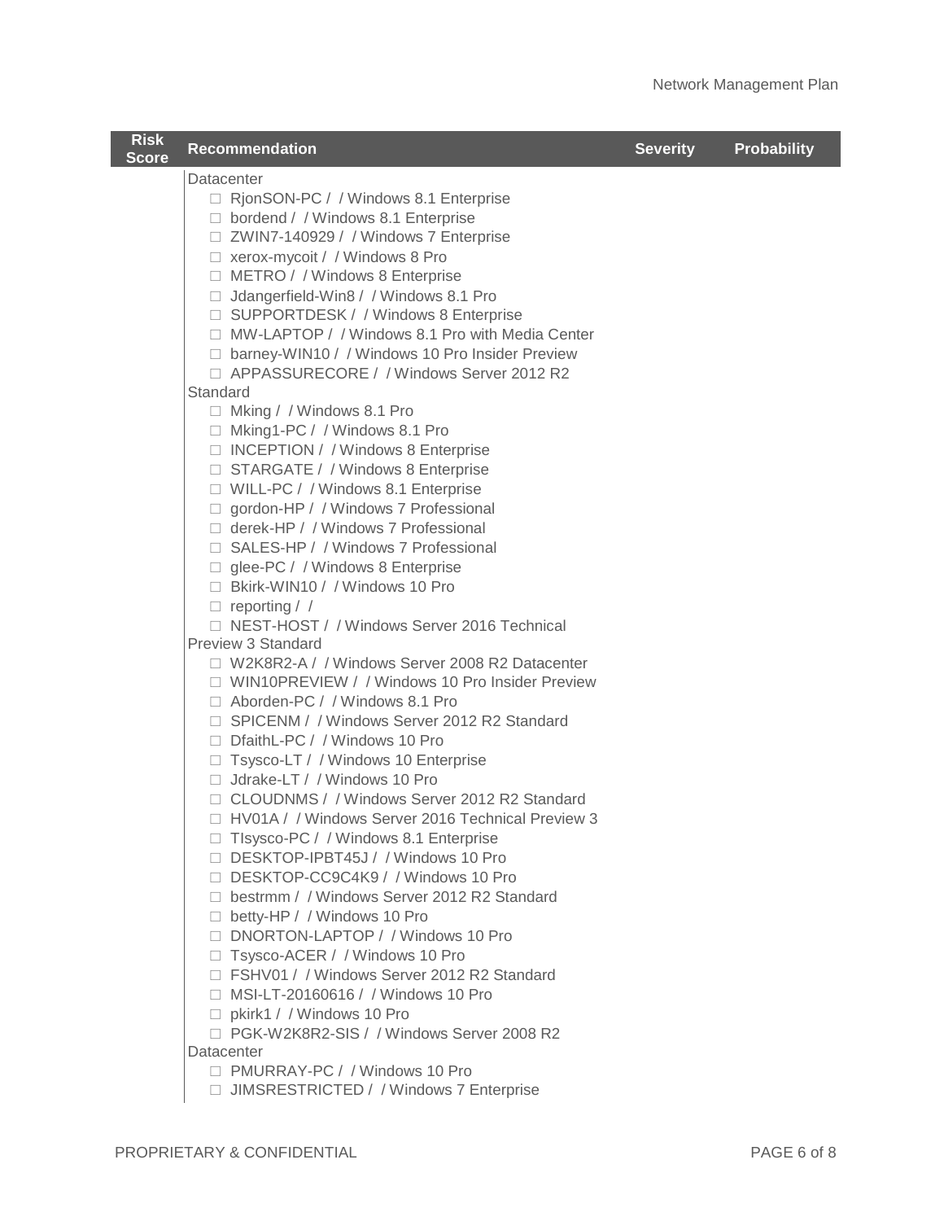| Risk Score | Recommendation | Severity | Probability |
|---|---|---|---|
| | Datacenter<br>□ RjonSON-PC / / Windows 8.1 Enterprise<br>□ bordend / / Windows 8.1 Enterprise<br>□ ZWIN7-140929 / / Windows 7 Enterprise<br>□ xerox-mycoit / / Windows 8 Pro<br>□ METRO / / Windows 8 Enterprise<br>□ Jdangerfield-Win8 / / Windows 8.1 Pro<br>□ SUPPORTDESK / / Windows 8 Enterprise<br>□ MW-LAPTOP / / Windows 8.1 Pro with Media Center<br>□ barney-WIN10 / / Windows 10 Pro Insider Preview<br>□ APPASSURECORE / / Windows Server 2012 R2 Standard<br>□ Mking / / Windows 8.1 Pro<br>□ Mking1-PC / / Windows 8.1 Pro<br>□ INCEPTION / / Windows 8 Enterprise<br>□ STARGATE / / Windows 8 Enterprise<br>□ WILL-PC / / Windows 8.1 Enterprise<br>□ gordon-HP / / Windows 7 Professional<br>□ derek-HP / / Windows 7 Professional<br>□ SALES-HP / / Windows 7 Professional<br>□ glee-PC / / Windows 8 Enterprise<br>□ Bkirk-WIN10 / / Windows 10 Pro<br>□ reporting / /<br>□ NEST-HOST / / Windows Server 2016 Technical Preview 3 Standard<br>□ W2K8R2-A / / Windows Server 2008 R2 Datacenter<br>□ WIN10PREVIEW / / Windows 10 Pro Insider Preview<br>□ Aborden-PC / / Windows 8.1 Pro<br>□ SPICENM / / Windows Server 2012 R2 Standard<br>□ DfaithL-PC / / Windows 10 Pro<br>□ Tsysco-LT / / Windows 10 Enterprise<br>□ Jdrake-LT / / Windows 10 Pro<br>□ CLOUDNMS / / Windows Server 2012 R2 Standard<br>□ HV01A / / Windows Server 2016 Technical Preview 3<br>□ TIsysco-PC / / Windows 8.1 Enterprise<br>□ DESKTOP-IPBT45J / / Windows 10 Pro<br>□ DESKTOP-CC9C4K9 / / Windows 10 Pro<br>□ bestrmm / / Windows Server 2012 R2 Standard<br>□ betty-HP / / Windows 10 Pro<br>□ DNORTON-LAPTOP / / Windows 10 Pro<br>□ Tsysco-ACER / / Windows 10 Pro<br>□ FSHV01 / / Windows Server 2012 R2 Standard<br>□ MSI-LT-20160616 / / Windows 10 Pro<br>□ pkirk1 / / Windows 10 Pro<br>□ PGK-W2K8R2-SIS / / Windows Server 2008 R2 Datacenter<br>□ PMURRAY-PC / / Windows 10 Pro<br>□ JIMSRESTRICTED / / Windows 7 Enterprise | | |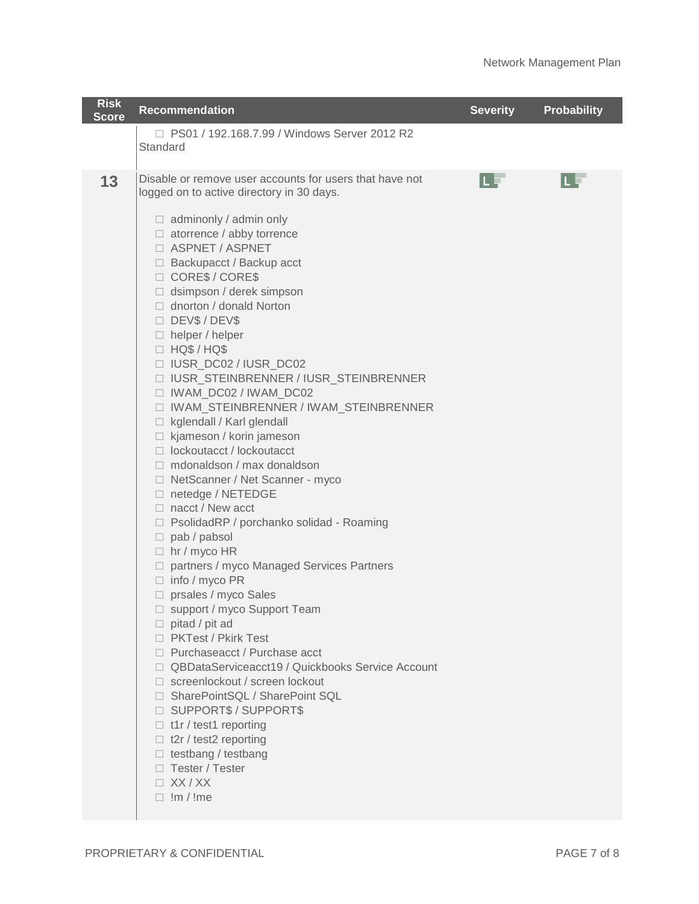| Risk Score | Recommendation | Severity | Probability |
|---|---|---|---|
| | ☐ PS01 / 192.168.7.99 / Windows Server 2012 R2 Standard | | |
| 13 | Disable or remove user accounts for users that have not logged on to active directory in 30 days.<br><br>☐ adminonly / admin only<br>☐ atorrence / abby torrence<br>☐ ASPNET / ASPNET<br>☐ Backupacct / Backup acct<br>☐ CORE$ / CORE$<br>☐ dsimpson / derek simpson<br>☐ dnorton / donald Norton<br>☐ DEV$ / DEV$<br>☐ helper / helper<br>☐ HQ$ / HQ$<br>☐ IUSR_DC02 / IUSR_DC02<br>☐ IUSR_STEINBRENNER / IUSR_STEINBRENNER<br>☐ IWAM_DC02 / IWAM_DC02<br>☐ IWAM_STEINBRENNER / IWAM_STEINBRENNER<br>☐ kglendall / Karl glendall<br>☐ kjameson / korin jameson<br>☐ lockoutacct / lockoutacct<br>☐ mdonaldson / max donaldson<br>☐ NetScanner / Net Scanner - myco<br>☐ netedge / NETEDGE<br>☐ nacct / New acct<br>☐ PsolidadRP / porchanko solidad - Roaming<br>☐ pab / pabsol<br>☐ hr / myco HR<br>☐ partners / myco Managed Services Partners<br>☐ info / myco PR<br>☐ prsales / myco Sales<br>☐ support / myco Support Team<br>☐ pitad / pit ad<br>☐ PKTest / Pkirk Test<br>☐ Purchaseacct / Purchase acct<br>☐ QBDataServiceacct19 / Quickbooks Service Account<br>☐ screenlockout / screen lockout<br>☐ SharePointSQL / SharePoint SQL<br>☐ SUPPORT$ / SUPPORT$<br>☐ t1r / test1 reporting<br>☐ t2r / test2 reporting<br>☐ testbang / testbang<br>☐ Tester / Tester<br>☐ XX / XX<br>☐ !m / !me | L | L |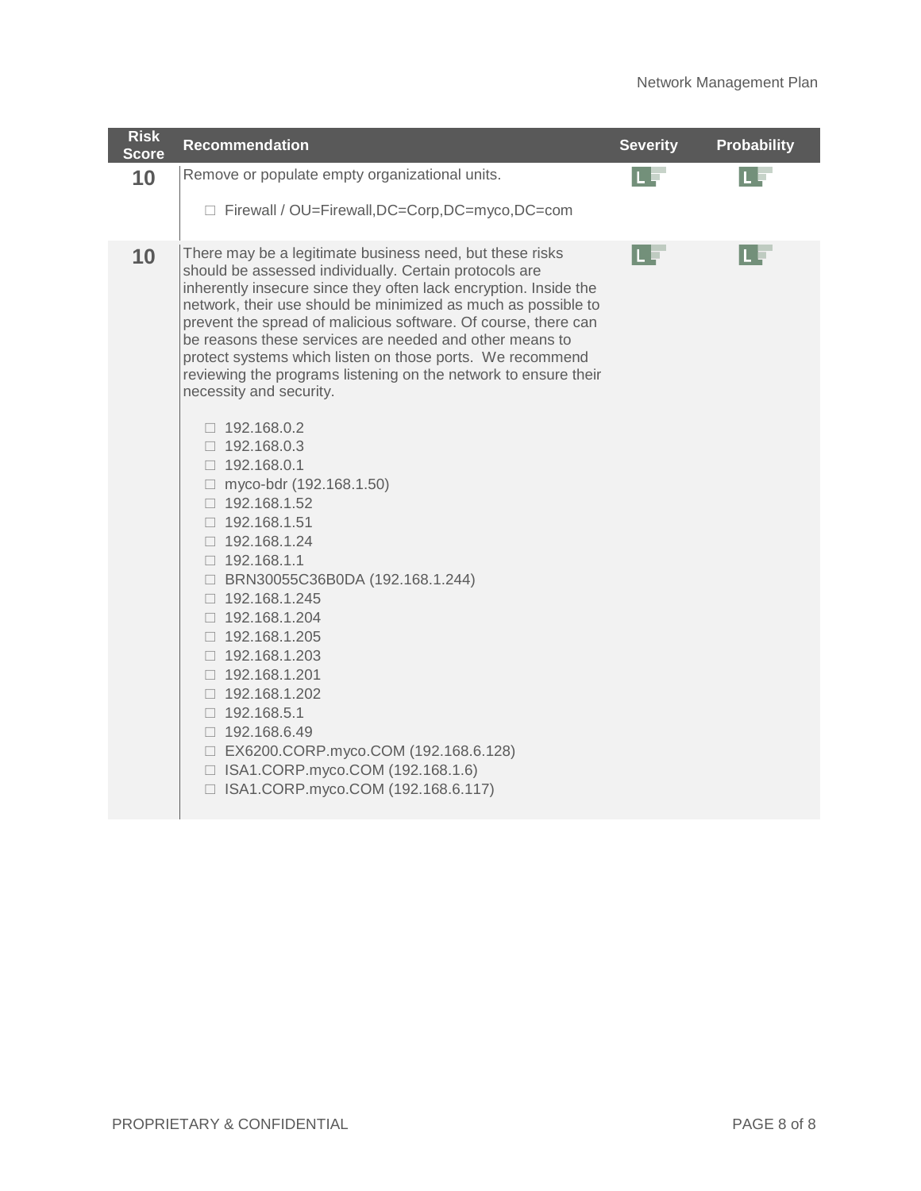| Risk Score | Recommendation | Severity | Probability |
|---|---|---|---|
| 10 | Remove or populate empty organizational units.<br><br>☐ Firewall / OU=Firewall,DC=Corp,DC=myco,DC=com | L | L |
| 10 | There may be a legitimate business need, but these risks should be assessed individually. Certain protocols are inherently insecure since they often lack encryption. Inside the network, their use should be minimized as much as possible to prevent the spread of malicious software. Of course, there can be reasons these services are needed and other means to protect systems which listen on those ports. We recommend reviewing the programs listening on the network to ensure their necessity and security.<br><br>☐ 192.168.0.2<br>☐ 192.168.0.3<br>☐ 192.168.0.1<br>☐ myco-bdr (192.168.1.50)<br>☐ 192.168.1.52<br>☐ 192.168.1.51<br>☐ 192.168.1.24<br>☐ 192.168.1.1<br>☐ BRN30055C36B0DA (192.168.1.244)<br>☐ 192.168.1.245<br>☐ 192.168.1.204<br>☐ 192.168.1.205<br>☐ 192.168.1.203<br>☐ 192.168.1.201<br>☐ 192.168.1.202<br>☐ 192.168.5.1<br>☐ 192.168.6.49<br>☐ EX6200.CORP.myco.COM (192.168.6.128)<br>☐ ISA1.CORP.myco.COM (192.168.1.6)<br>☐ ISA1.CORP.myco.COM (192.168.6.117) | L | L |

PROPRIETARY & CONFIDENTIAL